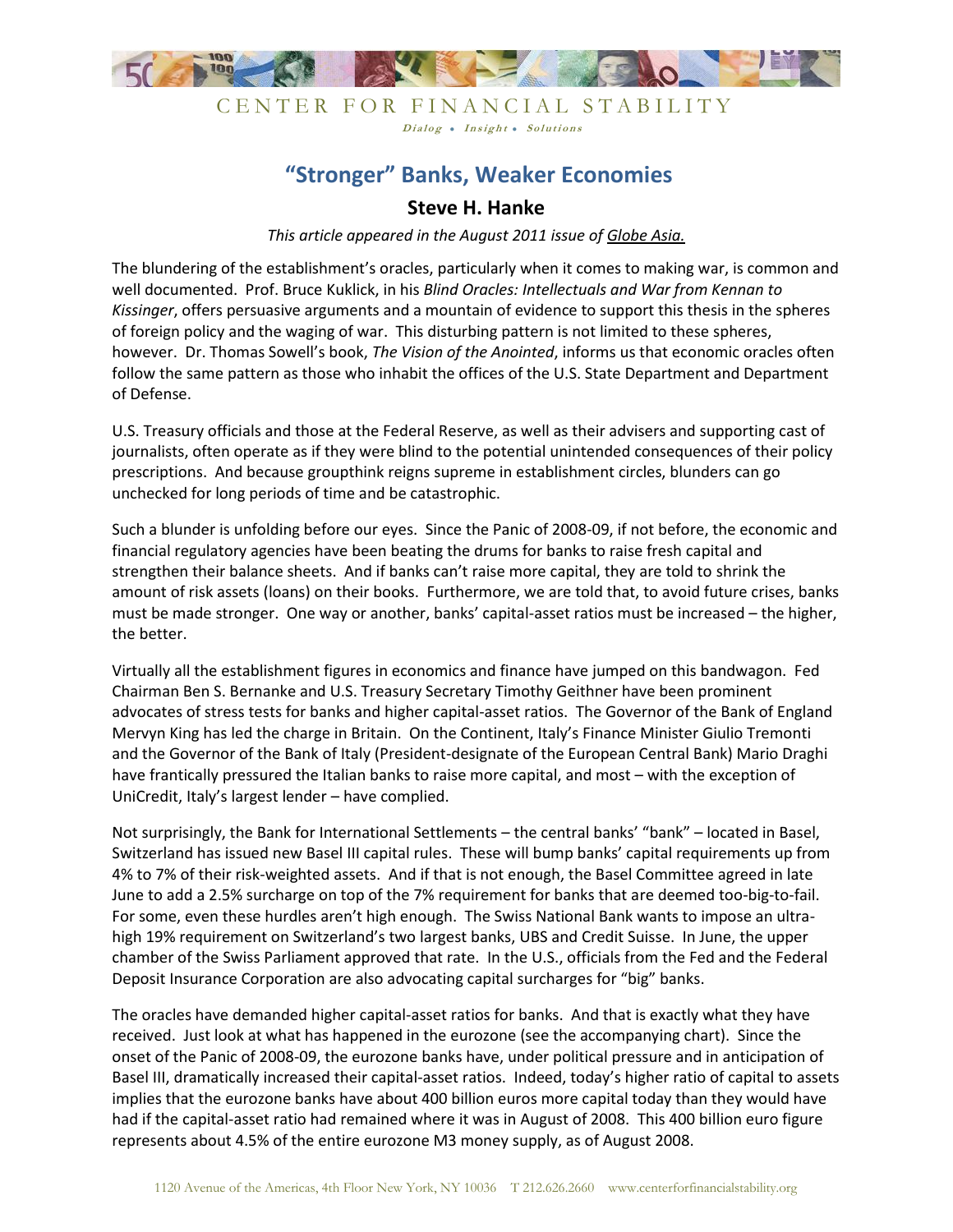CENTER FOR FINANCIAL STABILITY

*Dialog • Insight • Solutions*

# "Stronger" Banks, Weaker Economies

## Steve H. Hanke

*This article appeared in the August 2011 issue of Globe Asia.*

The blundering of the establishment's oracles, particularly when it comes to making war, is common and well documented. Prof. Bruce Kuklick, in his *Blind Oracles: Intellectuals and War from Kennan to Kissinger*, offers persuasive arguments and a mountain of evidence to support this thesis in the spheres of foreign policy and the waging of war. This disturbing pattern is not limited to these spheres, however. Dr. Thomas Sowell's book, *The Vision of the Anointed*, informs us that economic oracles often follow the same pattern as those who inhabit the offices of the U.S. State Department and Department of Defense.

U.S. Treasury officials and those at the Federal Reserve, as well as their advisers and supporting cast of journalists, often operate as if they were blind to the potential unintended consequences of their policy prescriptions. And because groupthink reigns supreme in establishment circles, blunders can go unchecked for long periods of time and be catastrophic.

Such a blunder is unfolding before our eyes. Since the Panic of 2008-09, if not before, the economic and financial regulatory agencies have been beating the drums for banks to raise fresh capital and strengthen their balance sheets. And if banks can't raise more capital, they are told to shrink the amount of risk assets (loans) on their books. Furthermore, we are told that, to avoid future crises, banks must be made stronger. One way or another, banks' capital-asset ratios must be increased – the higher, the better.

Virtually all the establishment figures in economics and finance have jumped on this bandwagon. Fed Chairman Ben S. Bernanke and U.S. Treasury Secretary Timothy Geithner have been prominent advocates of stress tests for banks and higher capital-asset ratios. The Governor of the Bank of England Mervyn King has led the charge in Britain. On the Continent, Italy's Finance Minister Giulio Tremonti and the Governor of the Bank of Italy (President-designate of the European Central Bank) Mario Draghi have frantically pressured the Italian banks to raise more capital, and most – with the exception of UniCredit, Italy's largest lender – have complied.

Not surprisingly, the Bank for International Settlements – the central banks' "bank" – located in Basel, Switzerland has issued new Basel III capital rules. These will bump banks' capital requirements up from 4% to 7% of their risk-weighted assets. And if that is not enough, the Basel Committee agreed in late June to add a 2.5% surcharge on top of the 7% requirement for banks that are deemed too-big-to-fail. For some, even these hurdles aren't high enough. The Swiss National Bank wants to impose an ultra-high 19% requirement on Switzerland's two largest banks, UBS and Credit Suisse. In June, the upper chamber of the Swiss Parliament approved that rate. In the U.S., officials from the Fed and the Federal Deposit Insurance Corporation are also advocating capital surcharges for "big" banks.

The oracles have demanded higher capital-asset ratios for banks. And that is exactly what they have received. Just look at what has happened in the eurozone (see the accompanying chart). Since the onset of the Panic of 2008-09, the eurozone banks have, under political pressure and in anticipation of Basel III, dramatically increased their capital-asset ratios. Indeed, today's higher ratio of capital to assets implies that the eurozone banks have about 400 billion euros more capital today than they would have had if the capital-asset ratio had remained where it was in August of 2008. This 400 billion euro figure represents about 4.5% of the entire eurozone M3 money supply, as of August 2008.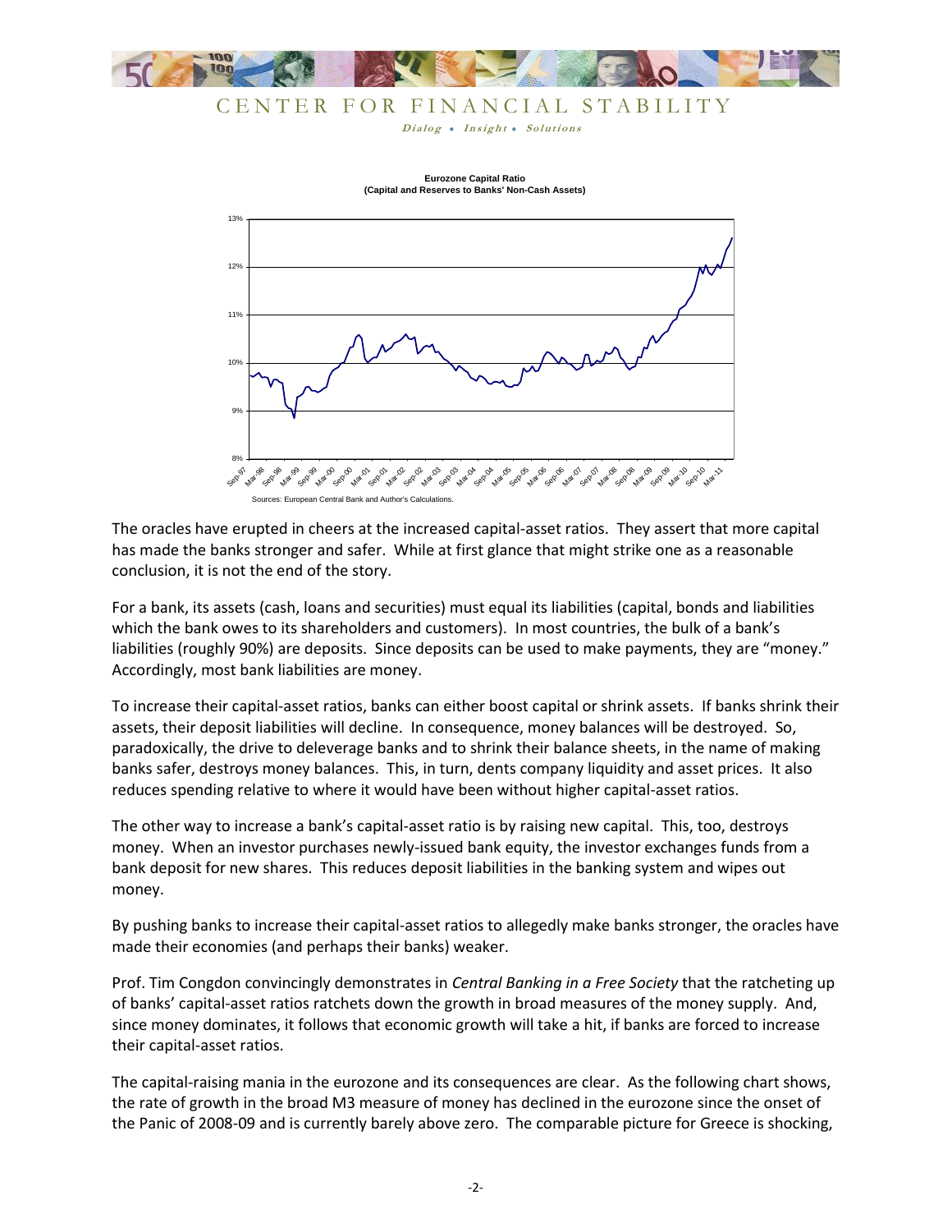Eurozone Capital Ratio
(Capital and Reserves to Banks' Non-Cash Assets)

Sources: European Central Bank and Author's Calculations.

The oracles have erupted in cheers at the increased capital-asset ratios. They assert that more capital has made the banks stronger and safer. While at first glance that might strike one as a reasonable conclusion, it is not the end of the story.

For a bank, its assets (cash, loans and securities) must equal its liabilities (capital, bonds and liabilities which the bank owes to its shareholders and customers). In most countries, the bulk of a bank's liabilities (roughly 90%) are deposits. Since deposits can be used to make payments, they are "money." Accordingly, most bank liabilities are money.

To increase their capital-asset ratios, banks can either boost capital or shrink assets. If banks shrink their assets, their deposit liabilities will decline. In consequence, money balances will be destroyed. So, paradoxically, the drive to deleverage banks and to shrink their balance sheets, in the name of making banks safer, destroys money balances. This, in turn, dents company liquidity and asset prices. It also reduces spending relative to where it would have been without higher capital-asset ratios.

The other way to increase a bank's capital-asset ratio is by raising new capital. This, too, destroys money. When an investor purchases newly-issued bank equity, the investor exchanges funds from a bank deposit for new shares. This reduces deposit liabilities in the banking system and wipes out money.

By pushing banks to increase their capital-asset ratios to allegedly make banks stronger, the oracles have made their economies (and perhaps their banks) weaker.

Prof. Tim Congdon convincingly demonstrates in *Central Banking in a Free Society* that the ratcheting up of banks' capital-asset ratios ratchets down the growth in broad measures of the money supply. And, since money dominates, it follows that economic growth will take a hit, if banks are forced to increase their capital-asset ratios.

The capital-raising mania in the eurozone and its consequences are clear. As the following chart shows, the rate of growth in the broad M3 measure of money has declined in the eurozone since the onset of the Panic of 2008-09 and is currently barely above zero. The comparable picture for Greece is shocking,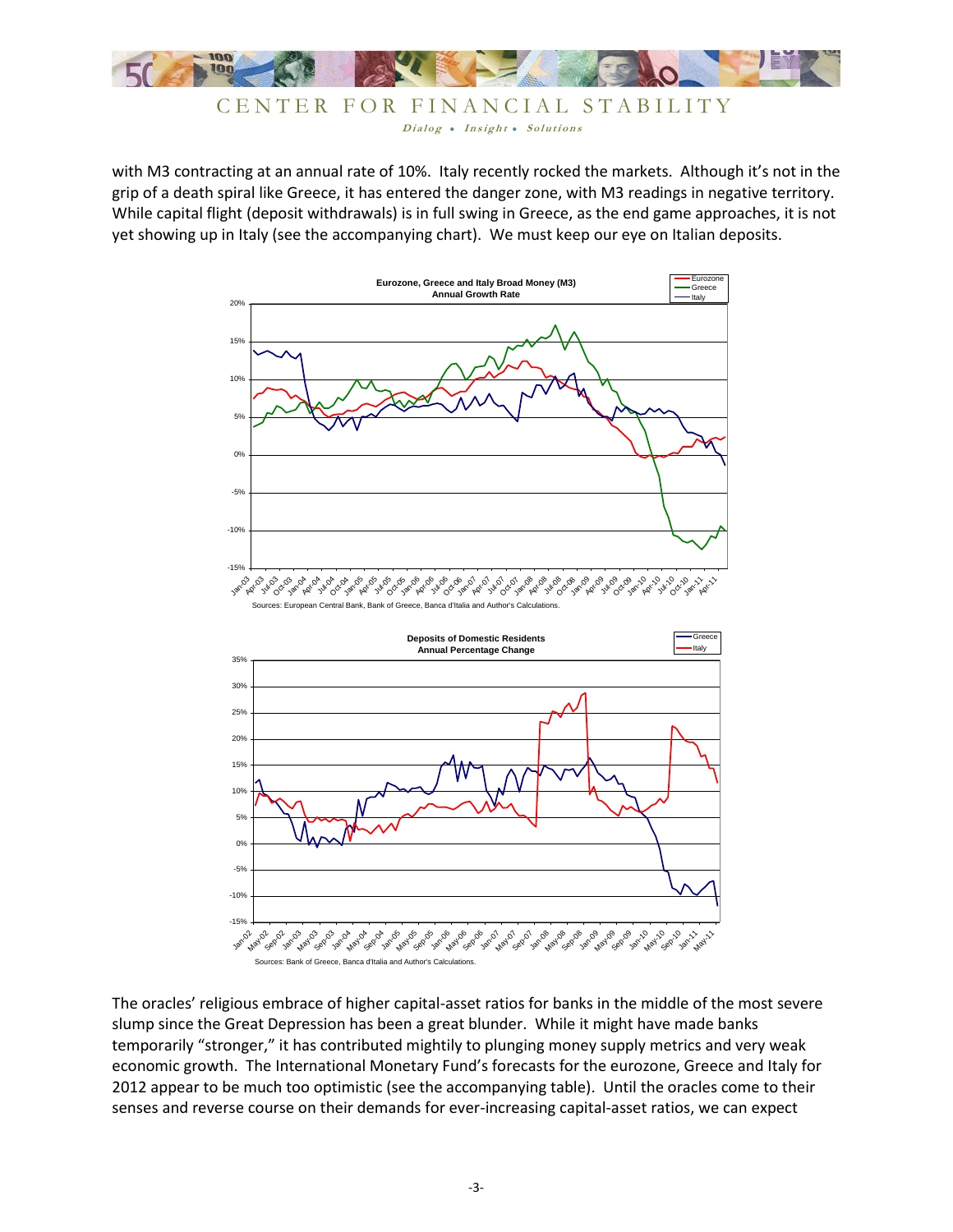with M3 contracting at an annual rate of 10%. Italy recently rocked the markets. Although it's not in the grip of a death spiral like Greece, it has entered the danger zone, with M3 readings in negative territory. While capital flight (deposit withdrawals) is in full swing in Greece, as the end game approaches, it is not yet showing up in Italy (see the accompanying chart). We must keep our eye on Italian deposits.

**Eurozone, Greece and Italy Broad Money (M3)**
**Annual Growth Rate**

Sources: European Central Bank, Bank of Greece, Banca d'Italia and Author's Calculations.

**Deposits of Domestic Residents**
**Annual Percentage Change**

Sources: Bank of Greece, Banca d'Italia and Author's Calculations.

The oracles' religious embrace of higher capital-asset ratios for banks in the middle of the most severe slump since the Great Depression has been a great blunder. While it might have made banks temporarily "stronger," it has contributed mightily to plunging money supply metrics and very weak economic growth. The International Monetary Fund's forecasts for the eurozone, Greece and Italy for 2012 appear to be much too optimistic (see the accompanying table). Until the oracles come to their senses and reverse course on their demands for ever-increasing capital-asset ratios, we can expect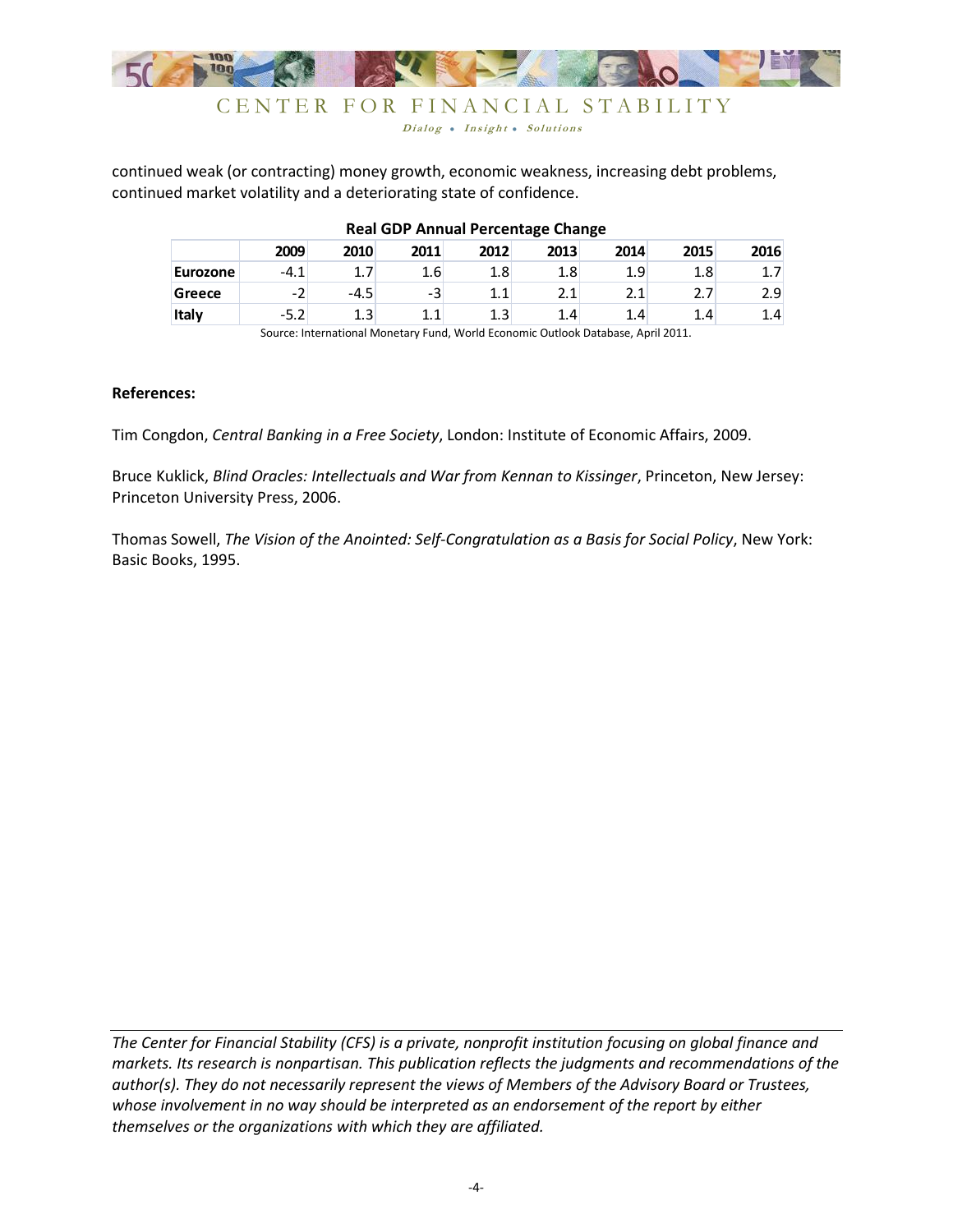continued weak (or contracting) money growth, economic weakness, increasing debt problems, continued market volatility and a deteriorating state of confidence.

**Real GDP Annual Percentage Change**

| | 2009 | 2010 | 2011 | 2012 | 2013 | 2014 | 2015 | 2016 |
|---|---|---|---|---|---|---|---|---|
| **Eurozone** | -4.1 | 1.7 | 1.6 | 1.8 | 1.8 | 1.9 | 1.8 | 1.7 |
| **Greece** | -2 | -4.5 | -3 | 1.1 | 2.1 | 2.1 | 2.7 | 2.9 |
| **Italy** | -5.2 | 1.3 | 1.1 | 1.3 | 1.4 | 1.4 | 1.4 | 1.4 |

Source: International Monetary Fund, World Economic Outlook Database, April 2011.

**References:**

Tim Congdon, *Central Banking in a Free Society*, London: Institute of Economic Affairs, 2009.

Bruce Kuklick, *Blind Oracles: Intellectuals and War from Kennan to Kissinger*, Princeton, New Jersey: Princeton University Press, 2006.

Thomas Sowell, *The Vision of the Anointed: Self-Congratulation as a Basis for Social Policy*, New York: Basic Books, 1995.

*The Center for Financial Stability (CFS) is a private, nonprofit institution focusing on global finance and markets. Its research is nonpartisan. This publication reflects the judgments and recommendations of the author(s). They do not necessarily represent the views of Members of the Advisory Board or Trustees, whose involvement in no way should be interpreted as an endorsement of the report by either themselves or the organizations with which they are affiliated.*